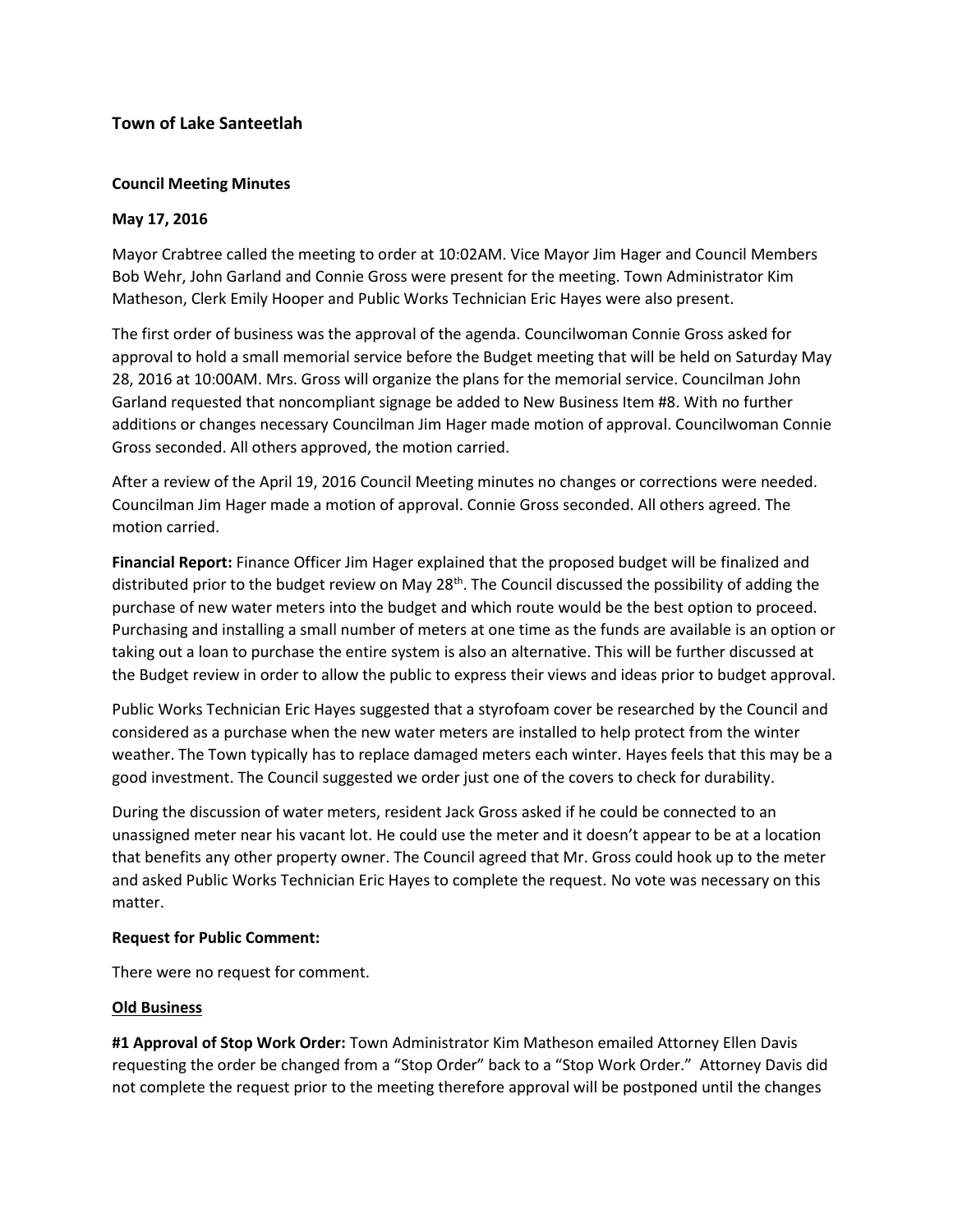### Town of Lake Santeetlah

**Council Meeting Minutes**

**May 17, 2016**

Mayor Crabtree called the meeting to order at 10:02AM. Vice Mayor Jim Hager and Council Members Bob Wehr, John Garland and Connie Gross were present for the meeting. Town Administrator Kim Matheson, Clerk Emily Hooper and Public Works Technician Eric Hayes were also present.

The first order of business was the approval of the agenda. Councilwoman Connie Gross asked for approval to hold a small memorial service before the Budget meeting that will be held on Saturday May 28, 2016 at 10:00AM. Mrs. Gross will organize the plans for the memorial service. Councilman John Garland requested that noncompliant signage be added to New Business Item #8. With no further additions or changes necessary Councilman Jim Hager made motion of approval. Councilwoman Connie Gross seconded. All others approved, the motion carried.

After a review of the April 19, 2016 Council Meeting minutes no changes or corrections were needed. Councilman Jim Hager made a motion of approval. Connie Gross seconded. All others agreed. The motion carried.

**Financial Report:** Finance Officer Jim Hager explained that the proposed budget will be finalized and distributed prior to the budget review on May 28th. The Council discussed the possibility of adding the purchase of new water meters into the budget and which route would be the best option to proceed. Purchasing and installing a small number of meters at one time as the funds are available is an option or taking out a loan to purchase the entire system is also an alternative. This will be further discussed at the Budget review in order to allow the public to express their views and ideas prior to budget approval.

Public Works Technician Eric Hayes suggested that a styrofoam cover be researched by the Council and considered as a purchase when the new water meters are installed to help protect from the winter weather. The Town typically has to replace damaged meters each winter. Hayes feels that this may be a good investment. The Council suggested we order just one of the covers to check for durability.

During the discussion of water meters, resident Jack Gross asked if he could be connected to an unassigned meter near his vacant lot. He could use the meter and it doesn't appear to be at a location that benefits any other property owner. The Council agreed that Mr. Gross could hook up to the meter and asked Public Works Technician Eric Hayes to complete the request. No vote was necessary on this matter.

**Request for Public Comment:**

There were no request for comment.

**Old Business**

**#1 Approval of Stop Work Order:** Town Administrator Kim Matheson emailed Attorney Ellen Davis requesting the order be changed from a "Stop Order" back to a "Stop Work Order." Attorney Davis did not complete the request prior to the meeting therefore approval will be postponed until the changes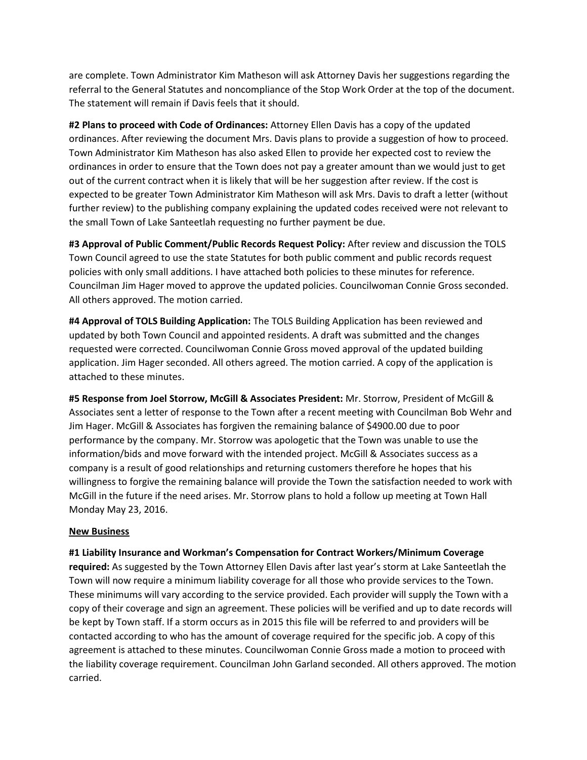are complete. Town Administrator Kim Matheson will ask Attorney Davis her suggestions regarding the referral to the General Statutes and noncompliance of the Stop Work Order at the top of the document. The statement will remain if Davis feels that it should.

**#2 Plans to proceed with Code of Ordinances:** Attorney Ellen Davis has a copy of the updated ordinances. After reviewing the document Mrs. Davis plans to provide a suggestion of how to proceed. Town Administrator Kim Matheson has also asked Ellen to provide her expected cost to review the ordinances in order to ensure that the Town does not pay a greater amount than we would just to get out of the current contract when it is likely that will be her suggestion after review. If the cost is expected to be greater Town Administrator Kim Matheson will ask Mrs. Davis to draft a letter (without further review) to the publishing company explaining the updated codes received were not relevant to the small Town of Lake Santeetlah requesting no further payment be due.

**#3 Approval of Public Comment/Public Records Request Policy:** After review and discussion the TOLS Town Council agreed to use the state Statutes for both public comment and public records request policies with only small additions. I have attached both policies to these minutes for reference. Councilman Jim Hager moved to approve the updated policies. Councilwoman Connie Gross seconded. All others approved. The motion carried.

**#4 Approval of TOLS Building Application:** The TOLS Building Application has been reviewed and updated by both Town Council and appointed residents. A draft was submitted and the changes requested were corrected. Councilwoman Connie Gross moved approval of the updated building application. Jim Hager seconded. All others agreed. The motion carried. A copy of the application is attached to these minutes.

**#5 Response from Joel Storrow, McGill & Associates President:** Mr. Storrow, President of McGill & Associates sent a letter of response to the Town after a recent meeting with Councilman Bob Wehr and Jim Hager. McGill & Associates has forgiven the remaining balance of $4900.00 due to poor performance by the company. Mr. Storrow was apologetic that the Town was unable to use the information/bids and move forward with the intended project. McGill & Associates success as a company is a result of good relationships and returning customers therefore he hopes that his willingness to forgive the remaining balance will provide the Town the satisfaction needed to work with McGill in the future if the need arises. Mr. Storrow plans to hold a follow up meeting at Town Hall Monday May 23, 2016.

**New Business**

**#1 Liability Insurance and Workman's Compensation for Contract Workers/Minimum Coverage required:** As suggested by the Town Attorney Ellen Davis after last year's storm at Lake Santeetlah the Town will now require a minimum liability coverage for all those who provide services to the Town. These minimums will vary according to the service provided. Each provider will supply the Town with a copy of their coverage and sign an agreement. These policies will be verified and up to date records will be kept by Town staff. If a storm occurs as in 2015 this file will be referred to and providers will be contacted according to who has the amount of coverage required for the specific job. A copy of this agreement is attached to these minutes. Councilwoman Connie Gross made a motion to proceed with the liability coverage requirement. Councilman John Garland seconded. All others approved. The motion carried.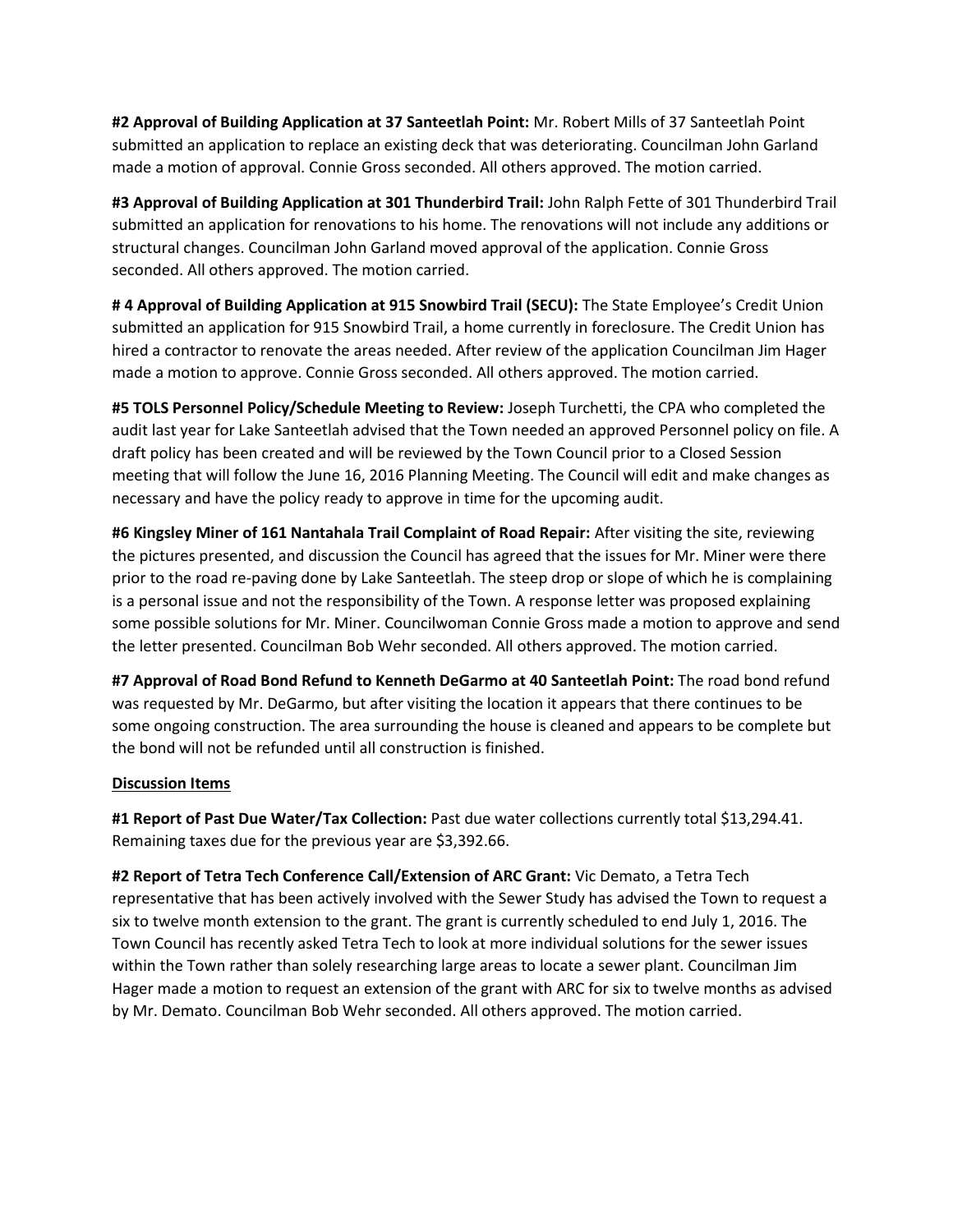**#2 Approval of Building Application at 37 Santeetlah Point:** Mr. Robert Mills of 37 Santeetlah Point submitted an application to replace an existing deck that was deteriorating. Councilman John Garland made a motion of approval. Connie Gross seconded. All others approved. The motion carried.

**#3 Approval of Building Application at 301 Thunderbird Trail:** John Ralph Fette of 301 Thunderbird Trail submitted an application for renovations to his home. The renovations will not include any additions or structural changes. Councilman John Garland moved approval of the application. Connie Gross seconded. All others approved. The motion carried.

**# 4 Approval of Building Application at 915 Snowbird Trail (SECU):** The State Employee's Credit Union submitted an application for 915 Snowbird Trail, a home currently in foreclosure. The Credit Union has hired a contractor to renovate the areas needed. After review of the application Councilman Jim Hager made a motion to approve. Connie Gross seconded. All others approved. The motion carried.

**#5 TOLS Personnel Policy/Schedule Meeting to Review:** Joseph Turchetti, the CPA who completed the audit last year for Lake Santeetlah advised that the Town needed an approved Personnel policy on file. A draft policy has been created and will be reviewed by the Town Council prior to a Closed Session meeting that will follow the June 16, 2016 Planning Meeting. The Council will edit and make changes as necessary and have the policy ready to approve in time for the upcoming audit.

**#6 Kingsley Miner of 161 Nantahala Trail Complaint of Road Repair:** After visiting the site, reviewing the pictures presented, and discussion the Council has agreed that the issues for Mr. Miner were there prior to the road re-paving done by Lake Santeetlah. The steep drop or slope of which he is complaining is a personal issue and not the responsibility of the Town. A response letter was proposed explaining some possible solutions for Mr. Miner. Councilwoman Connie Gross made a motion to approve and send the letter presented. Councilman Bob Wehr seconded. All others approved. The motion carried.

**#7 Approval of Road Bond Refund to Kenneth DeGarmo at 40 Santeetlah Point:** The road bond refund was requested by Mr. DeGarmo, but after visiting the location it appears that there continues to be some ongoing construction. The area surrounding the house is cleaned and appears to be complete but the bond will not be refunded until all construction is finished.

**Discussion Items**

**#1 Report of Past Due Water/Tax Collection:** Past due water collections currently total $13,294.41. Remaining taxes due for the previous year are $3,392.66.

**#2 Report of Tetra Tech Conference Call/Extension of ARC Grant:** Vic Demato, a Tetra Tech representative that has been actively involved with the Sewer Study has advised the Town to request a six to twelve month extension to the grant. The grant is currently scheduled to end July 1, 2016. The Town Council has recently asked Tetra Tech to look at more individual solutions for the sewer issues within the Town rather than solely researching large areas to locate a sewer plant. Councilman Jim Hager made a motion to request an extension of the grant with ARC for six to twelve months as advised by Mr. Demato. Councilman Bob Wehr seconded. All others approved. The motion carried.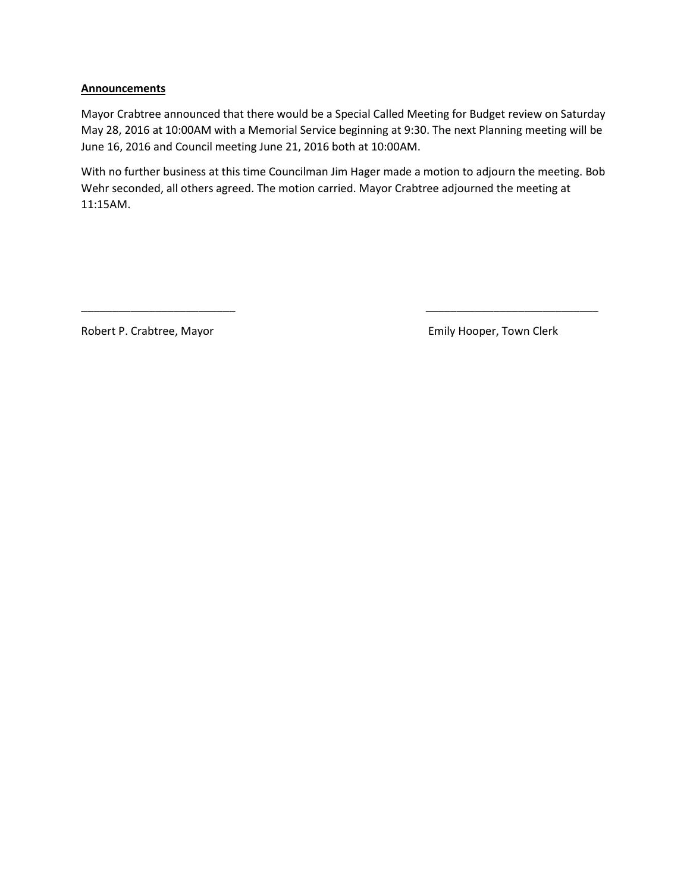**Announcements**

Mayor Crabtree announced that there would be a Special Called Meeting for Budget review on Saturday May 28, 2016 at 10:00AM with a Memorial Service beginning at 9:30. The next Planning meeting will be June 16, 2016 and Council meeting June 21, 2016 both at 10:00AM.

With no further business at this time Councilman Jim Hager made a motion to adjourn the meeting. Bob Wehr seconded, all others agreed. The motion carried. Mayor Crabtree adjourned the meeting at 11:15AM.

_________________________ _____________________________

Robert P. Crabtree, Mayor Emily Hooper, Town Clerk